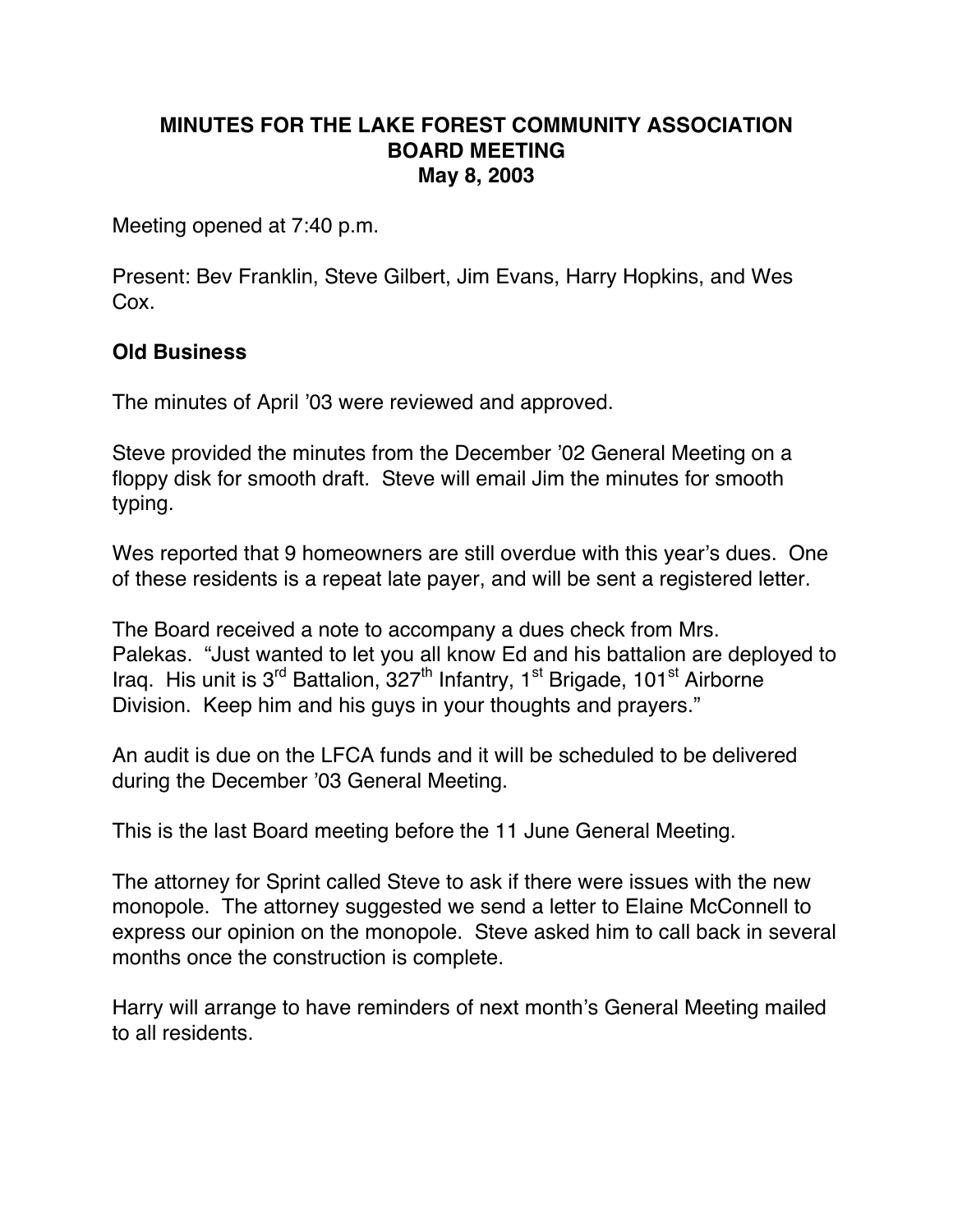# MINUTES FOR THE LAKE FOREST COMMUNITY ASSOCIATION BOARD MEETING
## May 8, 2003

Meeting opened at 7:40 p.m.

Present: Bev Franklin, Steve Gilbert, Jim Evans, Harry Hopkins, and Wes Cox.

### Old Business

The minutes of April '03 were reviewed and approved.

Steve provided the minutes from the December '02 General Meeting on a floppy disk for smooth draft. Steve will email Jim the minutes for smooth typing.

Wes reported that 9 homeowners are still overdue with this year's dues. One of these residents is a repeat late payer, and will be sent a registered letter.

The Board received a note to accompany a dues check from Mrs. Palekas. "Just wanted to let you all know Ed and his battalion are deployed to Iraq. His unit is 3rd Battalion, 327th Infantry, 1st Brigade, 101st Airborne Division. Keep him and his guys in your thoughts and prayers."

An audit is due on the LFCA funds and it will be scheduled to be delivered during the December '03 General Meeting.

This is the last Board meeting before the 11 June General Meeting.

The attorney for Sprint called Steve to ask if there were issues with the new monopole. The attorney suggested we send a letter to Elaine McConnell to express our opinion on the monopole. Steve asked him to call back in several months once the construction is complete.

Harry will arrange to have reminders of next month's General Meeting mailed to all residents.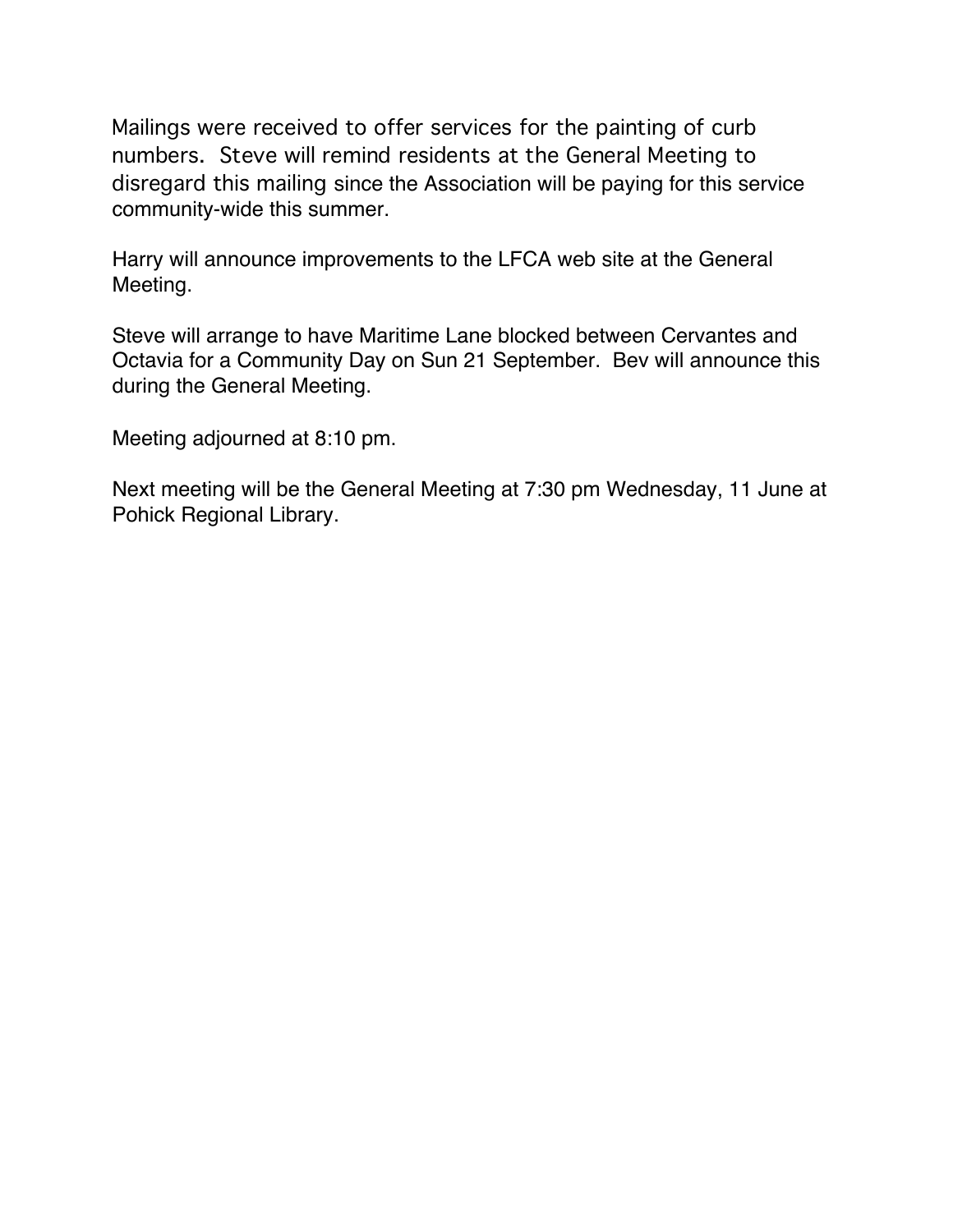Mailings were received to offer services for the painting of curb numbers. Steve will remind residents at the General Meeting to disregard this mailing since the Association will be paying for this service community-wide this summer.

Harry will announce improvements to the LFCA web site at the General Meeting.

Steve will arrange to have Maritime Lane blocked between Cervantes and Octavia for a Community Day on Sun 21 September. Bev will announce this during the General Meeting.

Meeting adjourned at 8:10 pm.

Next meeting will be the General Meeting at 7:30 pm Wednesday, 11 June at Pohick Regional Library.